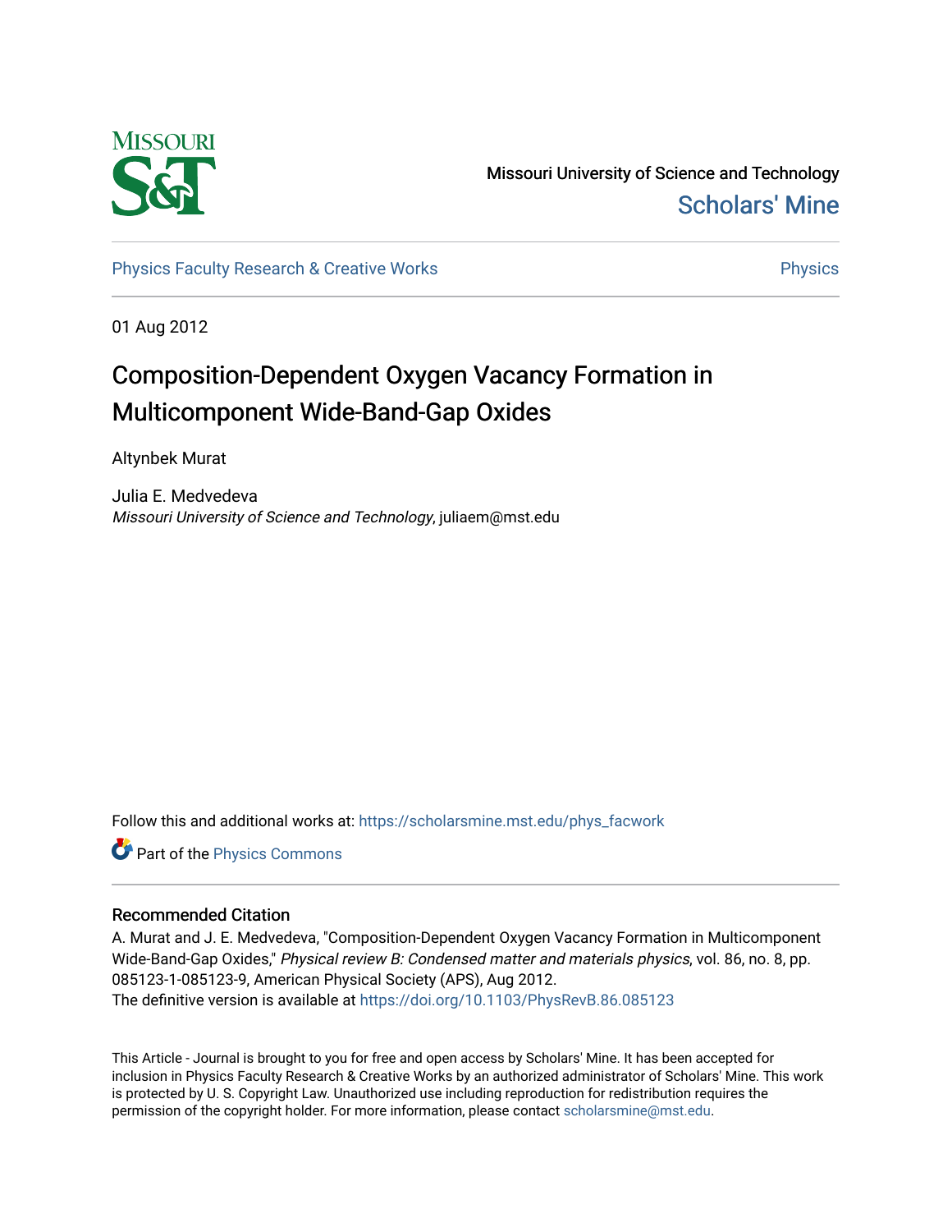Missouri University of Science and Technology

Scholars' Mine

Physics Faculty Research & Creative Works

Physics

01 Aug 2012

# Composition-Dependent Oxygen Vacancy Formation in Multicomponent Wide-Band-Gap Oxides

Altynbek Murat

Julia E. Medvedeva
*Missouri University of Science and Technology*, juliaem@mst.edu

Follow this and additional works at: https://scholarsmine.mst.edu/phys_facwork

Part of the Physics Commons

## Recommended Citation

A. Murat and J. E. Medvedeva, "Composition-Dependent Oxygen Vacancy Formation in Multicomponent Wide-Band-Gap Oxides," *Physical review B: Condensed matter and materials physics*, vol. 86, no. 8, pp. 085123-1-085123-9, American Physical Society (APS), Aug 2012.
The definitive version is available at https://doi.org/10.1103/PhysRevB.86.085123

This Article - Journal is brought to you for free and open access by Scholars' Mine. It has been accepted for inclusion in Physics Faculty Research & Creative Works by an authorized administrator of Scholars' Mine. This work is protected by U. S. Copyright Law. Unauthorized use including reproduction for redistribution requires the permission of the copyright holder. For more information, please contact scholarsmine@mst.edu.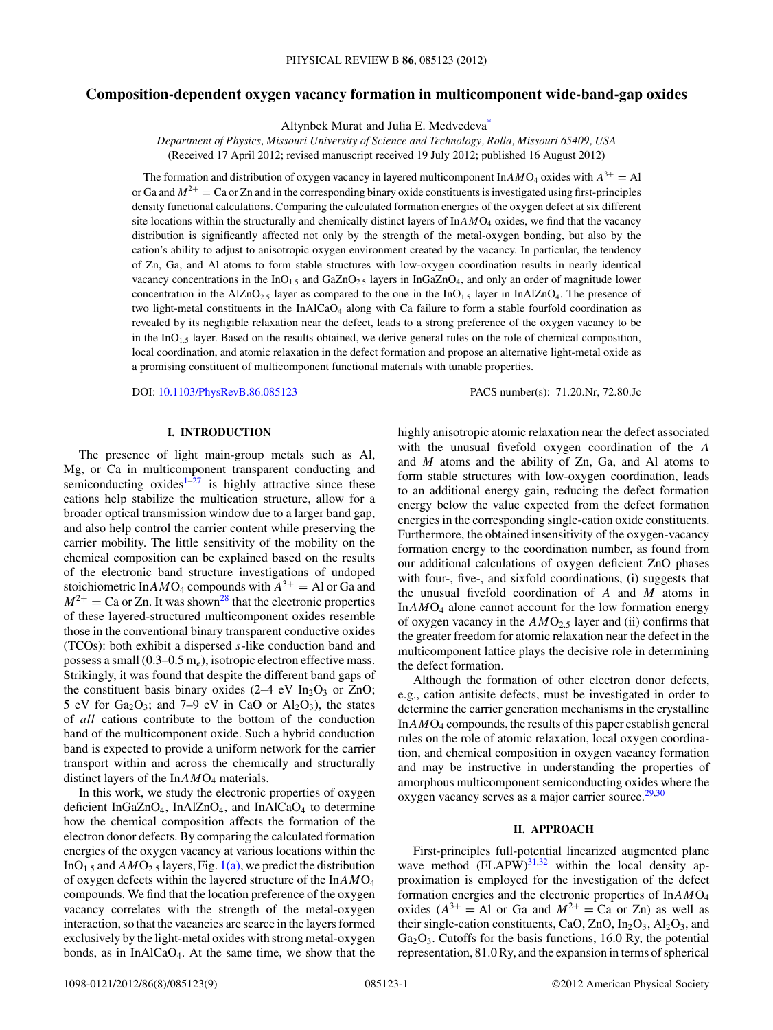# Composition-dependent oxygen vacancy formation in multicomponent wide-band-gap oxides

Altynbek Murat and Julia E. Medvedeva[*]

*Department of Physics, Missouri University of Science and Technology, Rolla, Missouri 65409, USA*
(Received 17 April 2012; revised manuscript received 19 July 2012; published 16 August 2012)

The formation and distribution of oxygen vacancy in layered multicomponent In$AM$O$_4$ oxides with $A^{3+}$ = Al or Ga and $M^{2+}$ = Ca or Zn and in the corresponding binary oxide constituents is investigated using first-principles density functional calculations. Comparing the calculated formation energies of the oxygen defect at six different site locations within the structurally and chemically distinct layers of In$AM$O$_4$ oxides, we find that the vacancy distribution is significantly affected not only by the strength of the metal-oxygen bonding, but also by the cation's ability to adjust to anisotropic oxygen environment created by the vacancy. In particular, the tendency of Zn, Ga, and Al atoms to form stable structures with low-oxygen coordination results in nearly identical vacancy concentrations in the InO$_{1.5}$ and GaZnO$_{2.5}$ layers in InGaZnO$_4$, and only an order of magnitude lower concentration in the AlZnO$_{2.5}$ layer as compared to the one in the InO$_{1.5}$ layer in InAlZnO$_4$. The presence of two light-metal constituents in the InAlCaO$_4$ along with Ca failure to form a stable fourfold coordination as revealed by its negligible relaxation near the defect, leads to a strong preference of the oxygen vacancy to be in the InO$_{1.5}$ layer. Based on the results obtained, we derive general rules on the role of chemical composition, local coordination, and atomic relaxation in the defect formation and propose an alternative light-metal oxide as a promising constituent of multicomponent functional materials with tunable properties.

DOI: 10.1103/PhysRevB.86.085123 PACS number(s): 71.20.Nr, 72.80.Jc

## I. INTRODUCTION

The presence of light main-group metals such as Al, Mg, or Ca in multicomponent transparent conducting and semiconducting oxides[1–27] is highly attractive since these cations help stabilize the multication structure, allow for a broader optical transmission window due to a larger band gap, and also help control the carrier content while preserving the carrier mobility. The little sensitivity of the mobility on the chemical composition can be explained based on the results of the electronic band structure investigations of undoped stoichiometric In$AM$O$_4$ compounds with $A^{3+}$ = Al or Ga and $M^{2+}$ = Ca or Zn. It was shown[28] that the electronic properties of these layered-structured multicomponent oxides resemble those in the conventional binary transparent conductive oxides (TCOs): both exhibit a dispersed $s$-like conduction band and possess a small (0.3–0.5 m$_e$), isotropic electron effective mass. Strikingly, it was found that despite the different band gaps of the constituent basis binary oxides (2–4 eV In$_2$O$_3$ or ZnO; 5 eV for Ga$_2$O$_3$; and 7–9 eV in CaO or Al$_2$O$_3$), the states of *all* cations contribute to the bottom of the conduction band of the multicomponent oxide. Such a hybrid conduction band is expected to provide a uniform network for the carrier transport within and across the chemically and structurally distinct layers of the In$AM$O$_4$ materials.

In this work, we study the electronic properties of oxygen deficient InGaZnO$_4$, InAlZnO$_4$, and InAlCaO$_4$ to determine how the chemical composition affects the formation of the electron donor defects. By comparing the calculated formation energies of the oxygen vacancy at various locations within the InO$_{1.5}$ and $AM$O$_{2.5}$ layers, Fig. 1(a), we predict the distribution of oxygen defects within the layered structure of the In$AM$O$_4$ compounds. We find that the location preference of the oxygen vacancy correlates with the strength of the metal-oxygen interaction, so that the vacancies are scarce in the layers formed exclusively by the light-metal oxides with strong metal-oxygen bonds, as in InAlCaO$_4$. At the same time, we show that the highly anisotropic atomic relaxation near the defect associated with the unusual fivefold oxygen coordination of the $A$ and $M$ atoms and the ability of Zn, Ga, and Al atoms to form stable structures with low-oxygen coordination, leads to an additional energy gain, reducing the defect formation energy below the value expected from the defect formation energies in the corresponding single-cation oxide constituents. Furthermore, the obtained insensitivity of the oxygen-vacancy formation energy to the coordination number, as found from our additional calculations of oxygen deficient ZnO phases with four-, five-, and sixfold coordinations, (i) suggests that the unusual fivefold coordination of $A$ and $M$ atoms in In$AM$O$_4$ alone cannot account for the low formation energy of oxygen vacancy in the $AM$O$_{2.5}$ layer and (ii) confirms that the greater freedom for atomic relaxation near the defect in the multicomponent lattice plays the decisive role in determining the defect formation.

Although the formation of other electron donor defects, e.g., cation antisite defects, must be investigated in order to determine the carrier generation mechanisms in the crystalline In$AM$O$_4$ compounds, the results of this paper establish general rules on the role of atomic relaxation, local oxygen coordination, and chemical composition in oxygen vacancy formation and may be instructive in understanding the properties of amorphous multicomponent semiconducting oxides where the oxygen vacancy serves as a major carrier source.[29,30]

## II. APPROACH

First-principles full-potential linearized augmented plane wave method (FLAPW)[31,32] within the local density approximation is employed for the investigation of the defect formation energies and the electronic properties of In$AM$O$_4$ oxides ($A^{3+}$ = Al or Ga and $M^{2+}$ = Ca or Zn) as well as their single-cation constituents, CaO, ZnO, In$_2$O$_3$, Al$_2$O$_3$, and Ga$_2$O$_3$. Cutoffs for the basis functions, 16.0 Ry, the potential representation, 81.0 Ry, and the expansion in terms of spherical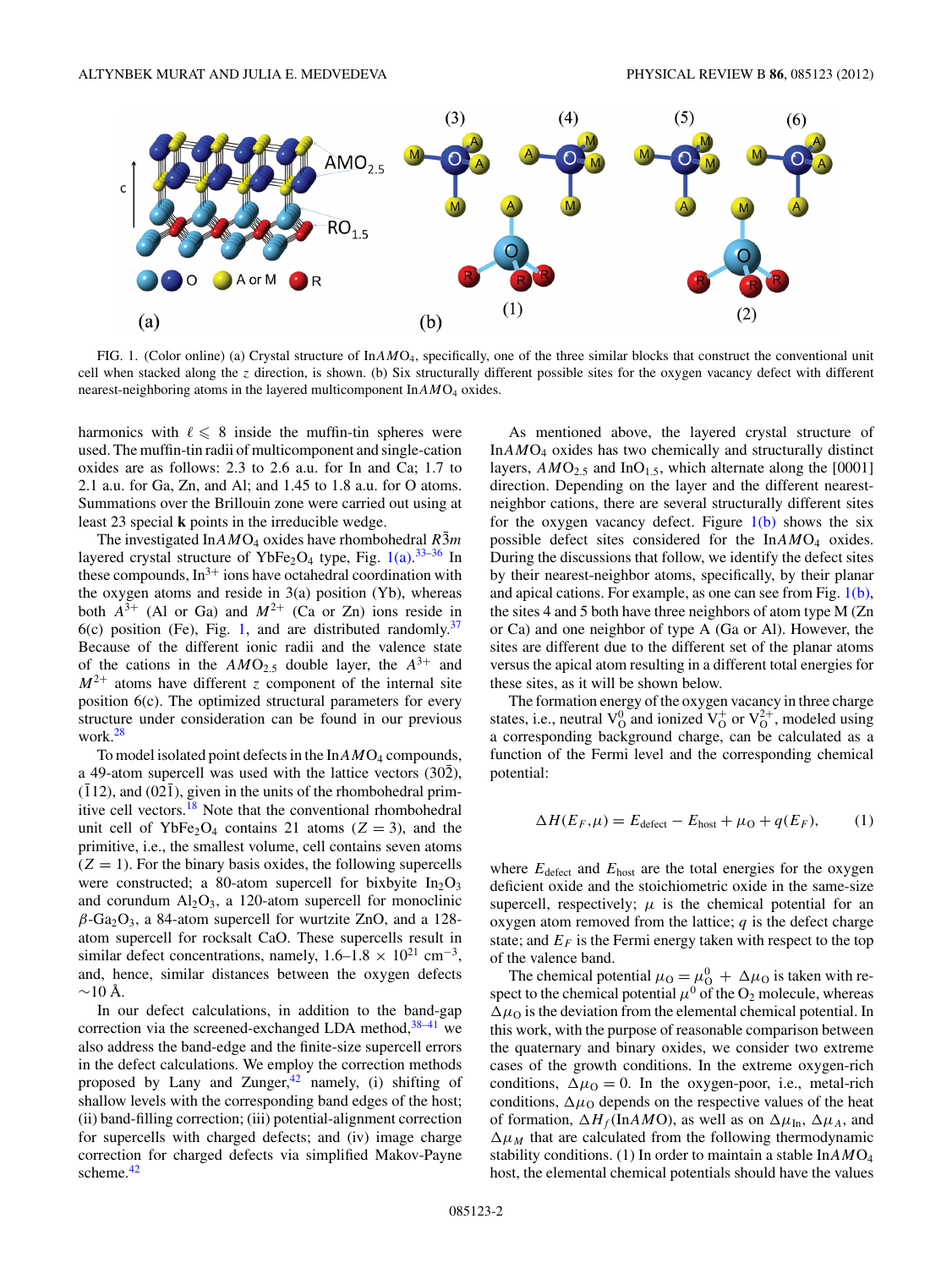FIG. 1. (Color online) (a) Crystal structure of In$AMO_4$, specifically, one of the three similar blocks that construct the conventional unit cell when stacked along the $z$ direction, is shown. (b) Six structurally different possible sites for the oxygen vacancy defect with different nearest-neighboring atoms in the layered multicomponent In$AMO_4$ oxides.

harmonics with $\ell \leqslant 8$ inside the muffin-tin spheres were used. The muffin-tin radii of multicomponent and single-cation oxides are as follows: 2.3 to 2.6 a.u. for In and Ca; 1.7 to 2.1 a.u. for Ga, Zn, and Al; and 1.45 to 1.8 a.u. for O atoms. Summations over the Brillouin zone were carried out using at least 23 special **k** points in the irreducible wedge.

The investigated In$AMO_4$ oxides have rhombohedral $R\bar{3}m$ layered crystal structure of $YbFe_2O_4$ type, Fig. 1(a).[33–36] In these compounds, $In^{3+}$ ions have octahedral coordination with the oxygen atoms and reside in 3(a) position (Yb), whereas both $A^{3+}$ (Al or Ga) and $M^{2+}$ (Ca or Zn) ions reside in 6(c) position (Fe), Fig. 1, and are distributed randomly.[37] Because of the different ionic radii and the valence state of the cations in the $AMO_{2.5}$ double layer, the $A^{3+}$ and $M^{2+}$ atoms have different $z$ component of the internal site position 6(c). The optimized structural parameters for every structure under consideration can be found in our previous work.[28]

To model isolated point defects in the In$AMO_4$ compounds, a 49-atom supercell was used with the lattice vectors $(30\bar{2})$, $(\bar{1}12)$, and $(02\bar{1})$, given in the units of the rhombohedral primitive cell vectors.[18] Note that the conventional rhombohedral unit cell of $YbFe_2O_4$ contains 21 atoms ($Z = 3$), and the primitive, i.e., the smallest volume, cell contains seven atoms ($Z = 1$). For the binary basis oxides, the following supercells were constructed; a 80-atom supercell for bixbyite $In_2O_3$ and corundum $Al_2O_3$, a 120-atom supercell for monoclinic $\beta$-$Ga_2O_3$, a 84-atom supercell for wurtzite ZnO, and a 128-atom supercell for rocksalt CaO. These supercells result in similar defect concentrations, namely, 1.6–1.8 $\times$ $10^{21}$ $cm^{-3}$, and, hence, similar distances between the oxygen defects $\sim$10 Å.

In our defect calculations, in addition to the band-gap correction via the screened-exchanged LDA method,[38–41] we also address the band-edge and the finite-size supercell errors in the defect calculations. We employ the correction methods proposed by Lany and Zunger,[42] namely, (i) shifting of shallow levels with the corresponding band edges of the host; (ii) band-filling correction; (iii) potential-alignment correction for supercells with charged defects; and (iv) image charge correction for charged defects via simplified Makov-Payne scheme.[42]

As mentioned above, the layered crystal structure of In$AMO_4$ oxides has two chemically and structurally distinct layers, $AMO_{2.5}$ and $InO_{1.5}$, which alternate along the [0001] direction. Depending on the layer and the different nearest-neighbor cations, there are several structurally different sites for the oxygen vacancy defect. Figure 1(b) shows the six possible defect sites considered for the In$AMO_4$ oxides. During the discussions that follow, we identify the defect sites by their nearest-neighbor atoms, specifically, by their planar and apical cations. For example, as one can see from Fig. 1(b), the sites 4 and 5 both have three neighbors of atom type M (Zn or Ca) and one neighbor of type A (Ga or Al). However, the sites are different due to the different set of the planar atoms versus the apical atom resulting in a different total energies for these sites, as it will be shown below.

The formation energy of the oxygen vacancy in three charge states, i.e., neutral $V_O^0$ and ionized $V_O^+$ or $V_O^{2+}$, modeled using a corresponding background charge, can be calculated as a function of the Fermi level and the corresponding chemical potential:

$$\Delta H(E_F,\mu) = E_{\text{defect}} - E_{\text{host}} + \mu_O + q(E_F), \qquad (1)$$

where $E_{\text{defect}}$ and $E_{\text{host}}$ are the total energies for the oxygen deficient oxide and the stoichiometric oxide in the same-size supercell, respectively; $\mu$ is the chemical potential for an oxygen atom removed from the lattice; $q$ is the defect charge state; and $E_F$ is the Fermi energy taken with respect to the top of the valence band.

The chemical potential $\mu_O = \mu_O^0 + \Delta\mu_O$ is taken with respect to the chemical potential $\mu^0$ of the $O_2$ molecule, whereas $\Delta\mu_O$ is the deviation from the elemental chemical potential. In this work, with the purpose of reasonable comparison between the quaternary and binary oxides, we consider two extreme cases of the growth conditions. In the extreme oxygen-rich conditions, $\Delta\mu_O = 0$. In the oxygen-poor, i.e., metal-rich conditions, $\Delta\mu_O$ depends on the respective values of the heat of formation, $\Delta H_f$(In$AMO$), as well as on $\Delta\mu_{In}$, $\Delta\mu_A$, and $\Delta\mu_M$ that are calculated from the following thermodynamic stability conditions. (1) In order to maintain a stable In$AMO_4$ host, the elemental chemical potentials should have the values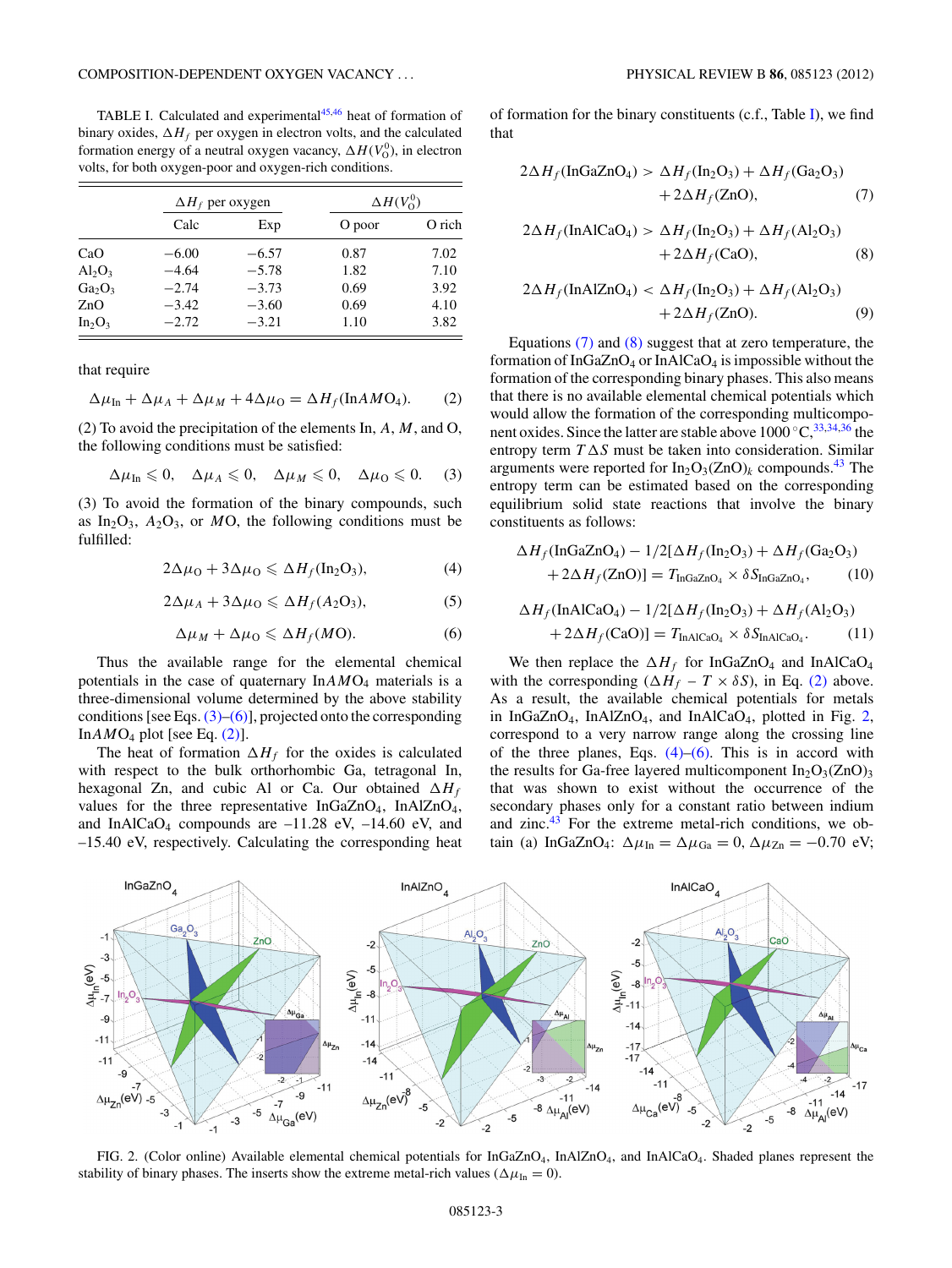TABLE I. Calculated and experimental[45,46] heat of formation of binary oxides, $\Delta H_f$ per oxygen in electron volts, and the calculated formation energy of a neutral oxygen vacancy, $\Delta H(V_O^0)$, in electron volts, for both oxygen-poor and oxygen-rich conditions.

| | $\Delta H_f$ per oxygen | | $\Delta H(V_O^0)$ | |
|---|---|---|---|---|
| | Calc | Exp | O poor | O rich |
| CaO | −6.00 | −6.57 | 0.87 | 7.02 |
| $Al_2O_3$ | −4.64 | −5.78 | 1.82 | 7.10 |
| $Ga_2O_3$ | −2.74 | −3.73 | 0.69 | 3.92 |
| ZnO | −3.42 | −3.60 | 0.69 | 4.10 |
| $In_2O_3$ | −2.72 | −3.21 | 1.10 | 3.82 |

that require

$$\Delta\mu_{In} + \Delta\mu_A + \Delta\mu_M + 4\Delta\mu_O = \Delta H_f(InAMO_4). \quad (2)$$

(2) To avoid the precipitation of the elements In, $A$, $M$, and O, the following conditions must be satisfied:

$$\Delta\mu_{In} \leqslant 0, \quad \Delta\mu_A \leqslant 0, \quad \Delta\mu_M \leqslant 0, \quad \Delta\mu_O \leqslant 0. \quad (3)$$

(3) To avoid the formation of the binary compounds, such as $In_2O_3$, $A_2O_3$, or $MO$, the following conditions must be fulfilled:

$$2\Delta\mu_O + 3\Delta\mu_O \leqslant \Delta H_f(In_2O_3), \quad (4)$$

$$2\Delta\mu_A + 3\Delta\mu_O \leqslant \Delta H_f(A_2O_3), \quad (5)$$

$$\Delta\mu_M + \Delta\mu_O \leqslant \Delta H_f(MO). \quad (6)$$

Thus the available range for the elemental chemical potentials in the case of quaternary In$AMO_4$ materials is a three-dimensional volume determined by the above stability conditions [see Eqs. (3)–(6)], projected onto the corresponding In$AMO_4$ plot [see Eq. (2)].

The heat of formation $\Delta H_f$ for the oxides is calculated with respect to the bulk orthorhombic Ga, tetragonal In, hexagonal Zn, and cubic Al or Ca. Our obtained $\Delta H_f$ values for the three representative $InGaZnO_4$, $InAlZnO_4$, and $InAlCaO_4$ compounds are –11.28 eV, –14.60 eV, and –15.40 eV, respectively. Calculating the corresponding heat of formation for the binary constituents (c.f., Table I), we find that

$$2\Delta H_f(InGaZnO_4) > \Delta H_f(In_2O_3) + \Delta H_f(Ga_2O_3) + 2\Delta H_f(ZnO), \quad (7)$$

$$2\Delta H_f(InAlCaO_4) > \Delta H_f(In_2O_3) + \Delta H_f(Al_2O_3) + 2\Delta H_f(CaO), \quad (8)$$

$$2\Delta H_f(InAlZnO_4) < \Delta H_f(In_2O_3) + \Delta H_f(Al_2O_3) + 2\Delta H_f(ZnO). \quad (9)$$

Equations (7) and (8) suggest that at zero temperature, the formation of $InGaZnO_4$ or $InAlCaO_4$ is impossible without the formation of the corresponding binary phases. This also means that there is no available elemental chemical potentials which would allow the formation of the corresponding multicomponent oxides. Since the latter are stable above 1000 °C,[33,34,36] the entropy term $T\Delta S$ must be taken into consideration. Similar arguments were reported for $In_2O_3(ZnO)_k$ compounds.[43] The entropy term can be estimated based on the corresponding equilibrium solid state reactions that involve the binary constituents as follows:

$$\Delta H_f(InGaZnO_4) - 1/2[\Delta H_f(In_2O_3) + \Delta H_f(Ga_2O_3) + 2\Delta H_f(ZnO)] = T_{InGaZnO_4} \times \delta S_{InGaZnO_4}, \quad (10)$$

$$\Delta H_f(InAlCaO_4) - 1/2[\Delta H_f(In_2O_3) + \Delta H_f(Al_2O_3) + 2\Delta H_f(CaO)] = T_{InAlCaO_4} \times \delta S_{InAlCaO_4}. \quad (11)$$

We then replace the $\Delta H_f$ for $InGaZnO_4$ and $InAlCaO_4$ with the corresponding $(\Delta H_f - T \times \delta S)$, in Eq. (2) above. As a result, the available chemical potentials for metals in $InGaZnO_4$, $InAlZnO_4$, and $InAlCaO_4$, plotted in Fig. 2, correspond to a very narrow range along the crossing line of the three planes, Eqs. (4)–(6). This is in accord with the results for Ga-free layered multicomponent $In_2O_3(ZnO)_3$ that was shown to exist without the occurrence of the secondary phases only for a constant ratio between indium and zinc.[43] For the extreme metal-rich conditions, we obtain (a) $InGaZnO_4$: $\Delta\mu_{In} = \Delta\mu_{Ga} = 0$, $\Delta\mu_{Zn} = -0.70$ eV;

FIG. 2. (Color online) Available elemental chemical potentials for $InGaZnO_4$, $InAlZnO_4$, and $InAlCaO_4$. Shaded planes represent the stability of binary phases. The inserts show the extreme metal-rich values ($\Delta\mu_{In} = 0$).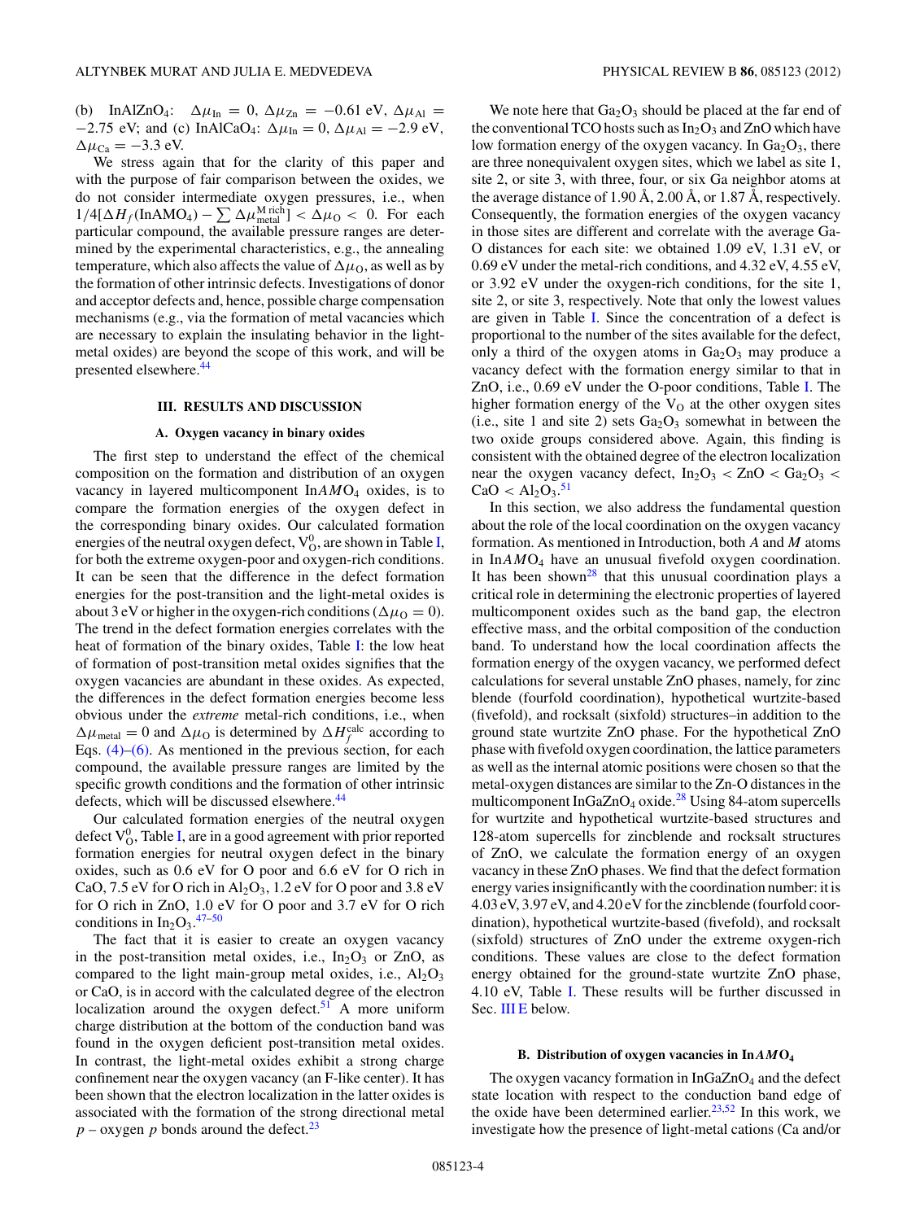(b) $InAlZnO_4$: $\Delta\mu_{In} = 0$, $\Delta\mu_{Zn} = -0.61$ eV, $\Delta\mu_{Al} = -2.75$ eV; and (c) $InAlCaO_4$: $\Delta\mu_{In} = 0$, $\Delta\mu_{Al} = -2.9$ eV, $\Delta\mu_{Ca} = -3.3$ eV.

We stress again that for the clarity of this paper and with the purpose of fair comparison between the oxides, we do not consider intermediate oxygen pressures, i.e., when $1/4[\Delta H_f(\text{InAMO}_4) - \sum \Delta\mu_{\text{metal}}^{\text{M rich}}] < \Delta\mu_O < 0$. For each particular compound, the available pressure ranges are determined by the experimental characteristics, e.g., the annealing temperature, which also affects the value of $\Delta\mu_O$, as well as by the formation of other intrinsic defects. Investigations of donor and acceptor defects and, hence, possible charge compensation mechanisms (e.g., via the formation of metal vacancies which are necessary to explain the insulating behavior in the light-metal oxides) are beyond the scope of this work, and will be presented elsewhere.[44]

## III. RESULTS AND DISCUSSION

### A. Oxygen vacancy in binary oxides

The first step to understand the effect of the chemical composition on the formation and distribution of an oxygen vacancy in layered multicomponent In$AM$O$_4$ oxides, is to compare the formation energies of the oxygen defect in the corresponding binary oxides. Our calculated formation energies of the neutral oxygen defect, $V_O^0$, are shown in Table I, for both the extreme oxygen-poor and oxygen-rich conditions. It can be seen that the difference in the defect formation energies for the post-transition and the light-metal oxides is about 3 eV or higher in the oxygen-rich conditions ($\Delta\mu_O = 0$). The trend in the defect formation energies correlates with the heat of formation of the binary oxides, Table I: the low heat of formation of post-transition metal oxides signifies that the oxygen vacancies are abundant in these oxides. As expected, the differences in the defect formation energies become less obvious under the *extreme* metal-rich conditions, i.e., when $\Delta\mu_{\text{metal}} = 0$ and $\Delta\mu_O$ is determined by $\Delta H_f^{\text{calc}}$ according to Eqs. (4)–(6). As mentioned in the previous section, for each compound, the available pressure ranges are limited by the specific growth conditions and the formation of other intrinsic defects, which will be discussed elsewhere.[44]

Our calculated formation energies of the neutral oxygen defect $V_O^0$, Table I, are in a good agreement with prior reported formation energies for neutral oxygen defect in the binary oxides, such as 0.6 eV for O poor and 6.6 eV for O rich in CaO, 7.5 eV for O rich in $Al_2O_3$, 1.2 eV for O poor and 3.8 eV for O rich in ZnO, 1.0 eV for O poor and 3.7 eV for O rich conditions in $In_2O_3$.[47–50]

The fact that it is easier to create an oxygen vacancy in the post-transition metal oxides, i.e., $In_2O_3$ or ZnO, as compared to the light main-group metal oxides, i.e., $Al_2O_3$ or CaO, is in accord with the calculated degree of the electron localization around the oxygen defect.[51] A more uniform charge distribution at the bottom of the conduction band was found in the oxygen deficient post-transition metal oxides. In contrast, the light-metal oxides exhibit a strong charge confinement near the oxygen vacancy (an F-like center). It has been shown that the electron localization in the latter oxides is associated with the formation of the strong directional metal $p$ – oxygen $p$ bonds around the defect.[23]

We note here that $Ga_2O_3$ should be placed at the far end of the conventional TCO hosts such as $In_2O_3$ and ZnO which have low formation energy of the oxygen vacancy. In $Ga_2O_3$, there are three nonequivalent oxygen sites, which we label as site 1, site 2, or site 3, with three, four, or six Ga neighbor atoms at the average distance of 1.90 Å, 2.00 Å, or 1.87 Å, respectively. Consequently, the formation energies of the oxygen vacancy in those sites are different and correlate with the average Ga-O distances for each site: we obtained 1.09 eV, 1.31 eV, or 0.69 eV under the metal-rich conditions, and 4.32 eV, 4.55 eV, or 3.92 eV under the oxygen-rich conditions, for the site 1, site 2, or site 3, respectively. Note that only the lowest values are given in Table I. Since the concentration of a defect is proportional to the number of the sites available for the defect, only a third of the oxygen atoms in $Ga_2O_3$ may produce a vacancy defect with the formation energy similar to that in ZnO, i.e., 0.69 eV under the O-poor conditions, Table I. The higher formation energy of the $V_O$ at the other oxygen sites (i.e., site 1 and site 2) sets $Ga_2O_3$ somewhat in between the two oxide groups considered above. Again, this finding is consistent with the obtained degree of the electron localization near the oxygen vacancy defect, $In_2O_3$ < ZnO < $Ga_2O_3$ < CaO < $Al_2O_3$.[51]

In this section, we also address the fundamental question about the role of the local coordination on the oxygen vacancy formation. As mentioned in Introduction, both $A$ and $M$ atoms in In$AM$O$_4$ have an unusual fivefold oxygen coordination. It has been shown[28] that this unusual coordination plays a critical role in determining the electronic properties of layered multicomponent oxides such as the band gap, the electron effective mass, and the orbital composition of the conduction band. To understand how the local coordination affects the formation energy of the oxygen vacancy, we performed defect calculations for several unstable ZnO phases, namely, for zinc blende (fourfold coordination), hypothetical wurtzite-based (fivefold), and rocksalt (sixfold) structures–in addition to the ground state wurtzite ZnO phase. For the hypothetical ZnO phase with fivefold oxygen coordination, the lattice parameters as well as the internal atomic positions were chosen so that the metal-oxygen distances are similar to the Zn-O distances in the multicomponent $InGaZnO_4$ oxide.[28] Using 84-atom supercells for wurtzite and hypothetical wurtzite-based structures and 128-atom supercells for zincblende and rocksalt structures of ZnO, we calculate the formation energy of an oxygen vacancy in these ZnO phases. We find that the defect formation energy varies insignificantly with the coordination number: it is 4.03 eV, 3.97 eV, and 4.20 eV for the zincblende (fourfold coordination), hypothetical wurtzite-based (fivefold), and rocksalt (sixfold) structures of ZnO under the extreme oxygen-rich conditions. These values are close to the defect formation energy obtained for the ground-state wurtzite ZnO phase, 4.10 eV, Table I. These results will be further discussed in Sec. III E below.

### B. Distribution of oxygen vacancies in In$AM$O$_4$

The oxygen vacancy formation in $InGaZnO_4$ and the defect state location with respect to the conduction band edge of the oxide have been determined earlier.[23,52] In this work, we investigate how the presence of light-metal cations (Ca and/or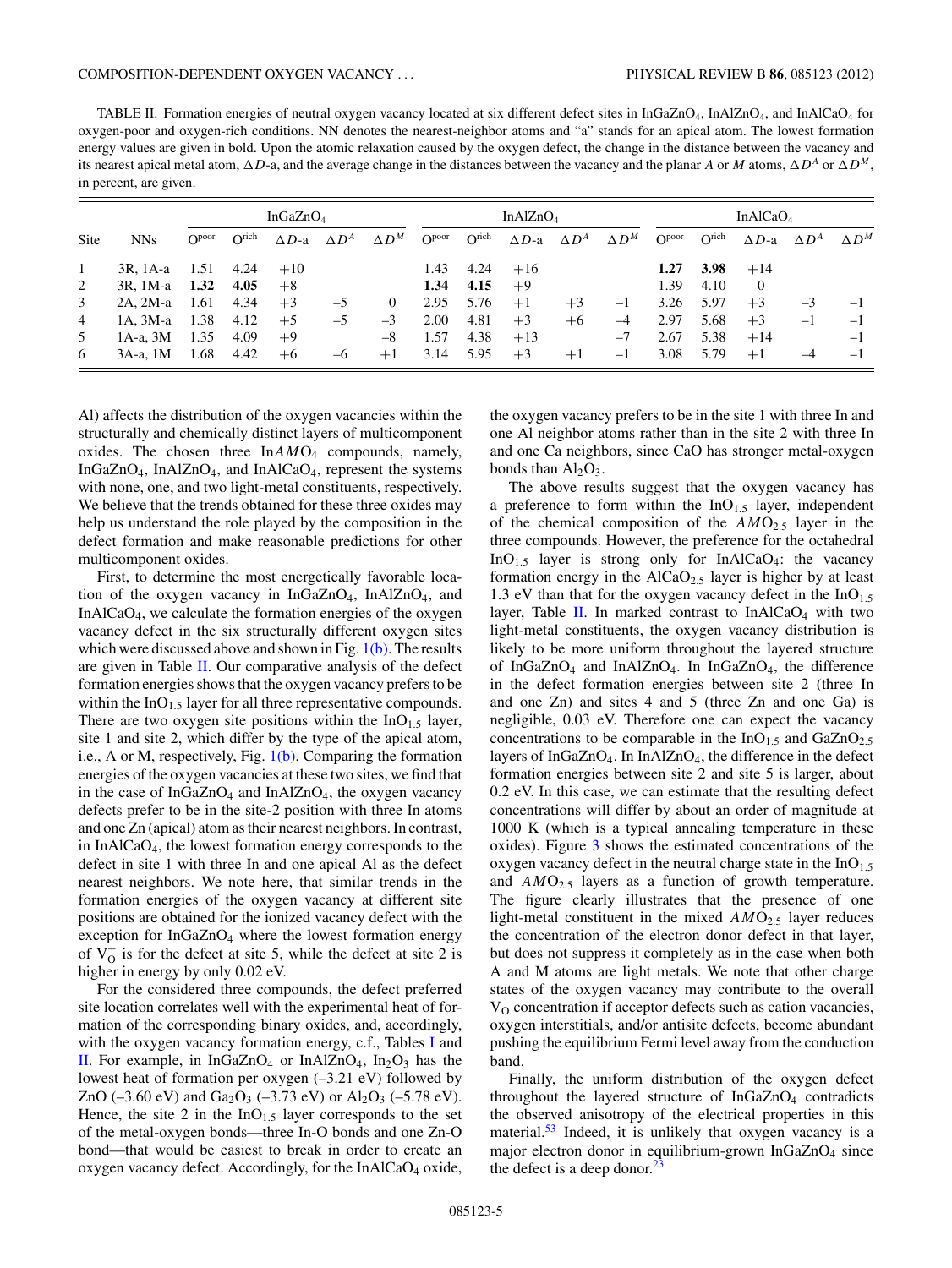TABLE II. Formation energies of neutral oxygen vacancy located at six different defect sites in $InGaZnO_4$, $InAlZnO_4$, and $InAlCaO_4$ for oxygen-poor and oxygen-rich conditions. NN denotes the nearest-neighbor atoms and "a" stands for an apical atom. The lowest formation energy values are given in bold. Upon the atomic relaxation caused by the oxygen defect, the change in the distance between the vacancy and its nearest apical metal atom, $\Delta D$-a, and the average change in the distances between the vacancy and the planar $A$ or $M$ atoms, $\Delta D^A$ or $\Delta D^M$, in percent, are given.

| | | $InGaZnO_4$ | | | | | $InAlZnO_4$ | | | | | $InAlCaO_4$ | | | | |
|---|---|---|---|---|---|---|---|---|---|---|---|---|---|---|---|---|
| Site | NNs | $O^{poor}$ | $O^{rich}$ | $\Delta D$-a | $\Delta D^A$ | $\Delta D^M$ | $O^{poor}$ | $O^{rich}$ | $\Delta D$-a | $\Delta D^A$ | $\Delta D^M$ | $O^{poor}$ | $O^{rich}$ | $\Delta D$-a | $\Delta D^A$ | $\Delta D^M$ |
| 1 | 3R, 1A-a | 1.51 | 4.24 | +10 | | | 1.43 | 4.24 | +16 | | | **1.27** | **3.98** | +14 | | |
| 2 | 3R, 1M-a | **1.32** | **4.05** | +8 | | | **1.34** | **4.15** | +9 | | | 1.39 | 4.10 | 0 | | |
| 3 | 2A, 2M-a | 1.61 | 4.34 | +3 | −5 | 0 | 2.95 | 5.76 | +1 | +3 | −1 | 3.26 | 5.97 | +3 | −3 | −1 |
| 4 | 1A, 3M-a | 1.38 | 4.12 | +5 | −5 | −3 | 2.00 | 4.81 | +3 | +6 | −4 | 2.97 | 5.68 | +3 | −1 | −1 |
| 5 | 1A-a, 3M | 1.35 | 4.09 | +9 | | −8 | 1.57 | 4.38 | +13 | | −7 | 2.67 | 5.38 | +14 | | −1 |
| 6 | 3A-a, 1M | 1.68 | 4.42 | +6 | −6 | +1 | 3.14 | 5.95 | +3 | +1 | −1 | 3.08 | 5.79 | +1 | −4 | −1 |

Al) affects the distribution of the oxygen vacancies within the structurally and chemically distinct layers of multicomponent oxides. The chosen three In$AM$O$_4$ compounds, namely, $InGaZnO_4$, $InAlZnO_4$, and $InAlCaO_4$, represent the systems with none, one, and two light-metal constituents, respectively. We believe that the trends obtained for these three oxides may help us understand the role played by the composition in the defect formation and make reasonable predictions for other multicomponent oxides.

First, to determine the most energetically favorable location of the oxygen vacancy in $InGaZnO_4$, $InAlZnO_4$, and $InAlCaO_4$, we calculate the formation energies of the oxygen vacancy defect in the six structurally different oxygen sites which were discussed above and shown in Fig. 1(b). The results are given in Table II. Our comparative analysis of the defect formation energies shows that the oxygen vacancy prefers to be within the $InO_{1.5}$ layer for all three representative compounds. There are two oxygen site positions within the $InO_{1.5}$ layer, site 1 and site 2, which differ by the type of the apical atom, i.e., A or M, respectively, Fig. 1(b). Comparing the formation energies of the oxygen vacancies at these two sites, we find that in the case of $InGaZnO_4$ and $InAlZnO_4$, the oxygen vacancy defects prefer to be in the site-2 position with three In atoms and one Zn (apical) atom as their nearest neighbors. In contrast, in $InAlCaO_4$, the lowest formation energy corresponds to the defect in site 1 with three In and one apical Al as the defect nearest neighbors. We note here, that similar trends in the formation energies of the oxygen vacancy at different site positions are obtained for the ionized vacancy defect with the exception for $InGaZnO_4$ where the lowest formation energy of $V_O^+$ is for the defect at site 5, while the defect at site 2 is higher in energy by only 0.02 eV.

For the considered three compounds, the defect preferred site location correlates well with the experimental heat of formation of the corresponding binary oxides, and, accordingly, with the oxygen vacancy formation energy, c.f., Tables I and II. For example, in $InGaZnO_4$ or $InAlZnO_4$, $In_2O_3$ has the lowest heat of formation per oxygen (–3.21 eV) followed by ZnO (–3.60 eV) and $Ga_2O_3$ (–3.73 eV) or $Al_2O_3$ (–5.78 eV). Hence, the site 2 in the $InO_{1.5}$ layer corresponds to the set of the metal-oxygen bonds—three In-O bonds and one Zn-O bond—that would be easiest to break in order to create an oxygen vacancy defect. Accordingly, for the $InAlCaO_4$ oxide, the oxygen vacancy prefers to be in the site 1 with three In and one Al neighbor atoms rather than in the site 2 with three In and one Ca neighbors, since CaO has stronger metal-oxygen bonds than $Al_2O_3$.

The above results suggest that the oxygen vacancy has a preference to form within the $InO_{1.5}$ layer, independent of the chemical composition of the $AMO_{2.5}$ layer in the three compounds. However, the preference for the octahedral $InO_{1.5}$ layer is strong only for $InAlCaO_4$: the vacancy formation energy in the $AlCaO_{2.5}$ layer is higher by at least 1.3 eV than that for the oxygen vacancy defect in the $InO_{1.5}$ layer, Table II. In marked contrast to $InAlCaO_4$ with two light-metal constituents, the oxygen vacancy distribution is likely to be more uniform throughout the layered structure of $InGaZnO_4$ and $InAlZnO_4$. In $InGaZnO_4$, the difference in the defect formation energies between site 2 (three In and one Zn) and sites 4 and 5 (three Zn and one Ga) is negligible, 0.03 eV. Therefore one can expect the vacancy concentrations to be comparable in the $InO_{1.5}$ and $GaZnO_{2.5}$ layers of $InGaZnO_4$. In $InAlZnO_4$, the difference in the defect formation energies between site 2 and site 5 is larger, about 0.2 eV. In this case, we can estimate that the resulting defect concentrations will differ by about an order of magnitude at 1000 K (which is a typical annealing temperature in these oxides). Figure 3 shows the estimated concentrations of the oxygen vacancy defect in the neutral charge state in the $InO_{1.5}$ and $AMO_{2.5}$ layers as a function of growth temperature. The figure clearly illustrates that the presence of one light-metal constituent in the mixed $AMO_{2.5}$ layer reduces the concentration of the electron donor defect in that layer, but does not suppress it completely as in the case when both A and M atoms are light metals. We note that other charge states of the oxygen vacancy may contribute to the overall $V_O$ concentration if acceptor defects such as cation vacancies, oxygen interstitials, and/or antisite defects, become abundant pushing the equilibrium Fermi level away from the conduction band.

Finally, the uniform distribution of the oxygen defect throughout the layered structure of $InGaZnO_4$ contradicts the observed anisotropy of the electrical properties in this material.[53] Indeed, it is unlikely that oxygen vacancy is a major electron donor in equilibrium-grown $InGaZnO_4$ since the defect is a deep donor.[23]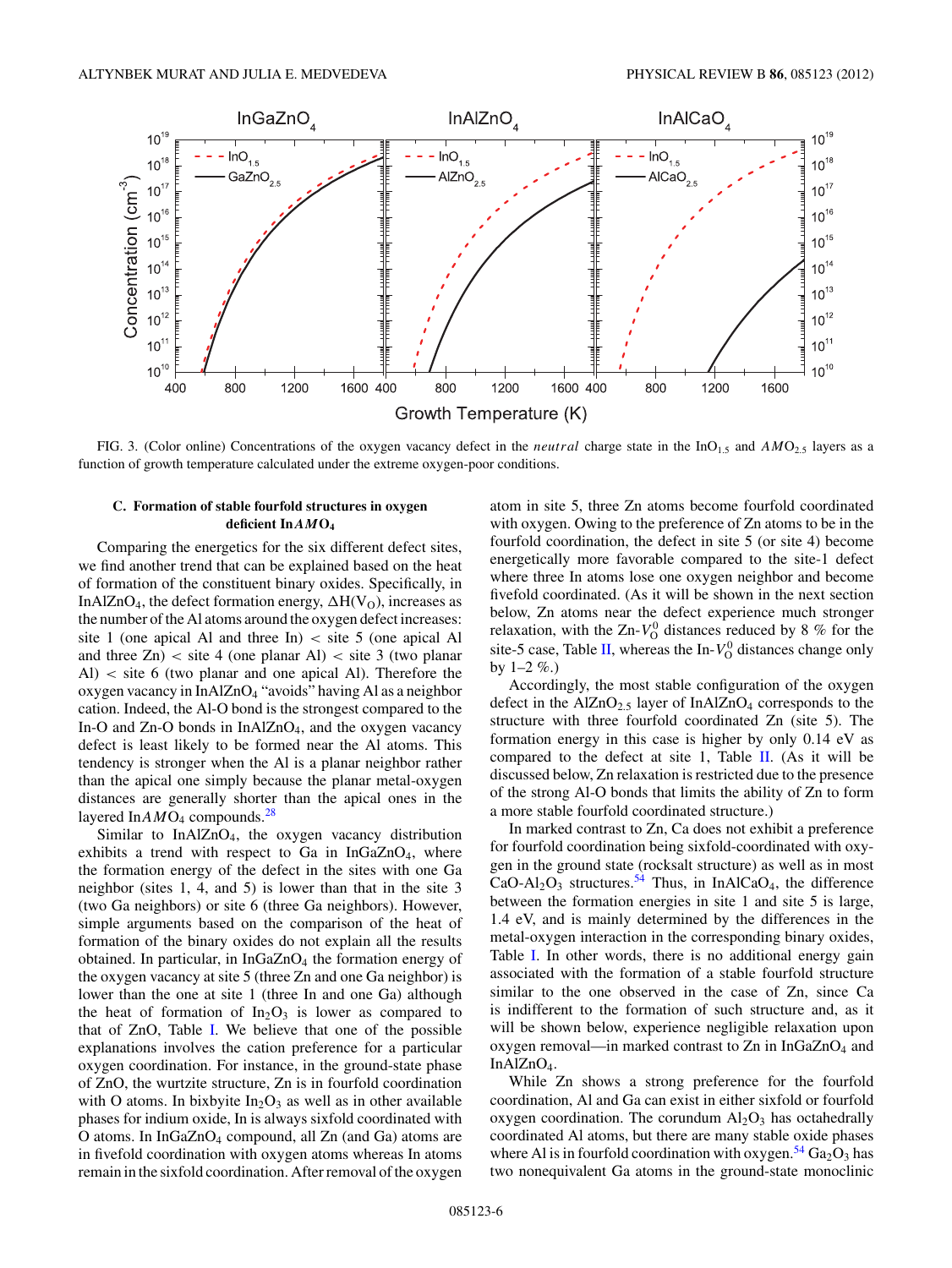FIG. 3. (Color online) Concentrations of the oxygen vacancy defect in the *neutral* charge state in the $InO_{1.5}$ and $AMO_{2.5}$ layers as a function of growth temperature calculated under the extreme oxygen-poor conditions.

### C. Formation of stable fourfold structures in oxygen deficient In*AM*$O_4$

Comparing the energetics for the six different defect sites, we find another trend that can be explained based on the heat of formation of the constituent binary oxides. Specifically, in $InAlZnO_4$, the defect formation energy, $\Delta H(V_O)$, increases as the number of the Al atoms around the oxygen defect increases: site 1 (one apical Al and three In) < site 5 (one apical Al and three Zn) < site 4 (one planar Al) < site 3 (two planar Al) < site 6 (two planar and one apical Al). Therefore the oxygen vacancy in $InAlZnO_4$ "avoids" having Al as a neighbor cation. Indeed, the Al-O bond is the strongest compared to the In-O and Zn-O bonds in $InAlZnO_4$, and the oxygen vacancy defect is least likely to be formed near the Al atoms. This tendency is stronger when the Al is a planar neighbor rather than the apical one simply because the planar metal-oxygen distances are generally shorter than the apical ones in the layered In*AM*$O_4$ compounds.[28]

Similar to $InAlZnO_4$, the oxygen vacancy distribution exhibits a trend with respect to Ga in $InGaZnO_4$, where the formation energy of the defect in the sites with one Ga neighbor (sites 1, 4, and 5) is lower than that in the site 3 (two Ga neighbors) or site 6 (three Ga neighbors). However, simple arguments based on the comparison of the heat of formation of the binary oxides do not explain all the results obtained. In particular, in $InGaZnO_4$ the formation energy of the oxygen vacancy at site 5 (three Zn and one Ga neighbor) is lower than the one at site 1 (three In and one Ga) although the heat of formation of $In_2O_3$ is lower as compared to that of ZnO, Table I. We believe that one of the possible explanations involves the cation preference for a particular oxygen coordination. For instance, in the ground-state phase of ZnO, the wurtzite structure, Zn is in fourfold coordination with O atoms. In bixbyite $In_2O_3$ as well as in other available phases for indium oxide, In is always sixfold coordinated with O atoms. In $InGaZnO_4$ compound, all Zn (and Ga) atoms are in fivefold coordination with oxygen atoms whereas In atoms remain in the sixfold coordination. After removal of the oxygen atom in site 5, three Zn atoms become fourfold coordinated with oxygen. Owing to the preference of Zn atoms to be in the fourfold coordination, the defect in site 5 (or site 4) become energetically more favorable compared to the site-1 defect where three In atoms lose one oxygen neighbor and become fivefold coordinated. (As it will be shown in the next section below, Zn atoms near the defect experience much stronger relaxation, with the Zn-$V_O^0$ distances reduced by 8 % for the site-5 case, Table II, whereas the In-$V_O^0$ distances change only by 1–2 %.)

Accordingly, the most stable configuration of the oxygen defect in the $AlZnO_{2.5}$ layer of $InAlZnO_4$ corresponds to the structure with three fourfold coordinated Zn (site 5). The formation energy in this case is higher by only 0.14 eV as compared to the defect at site 1, Table II. (As it will be discussed below, Zn relaxation is restricted due to the presence of the strong Al-O bonds that limits the ability of Zn to form a more stable fourfold coordinated structure.)

In marked contrast to Zn, Ca does not exhibit a preference for fourfold coordination being sixfold-coordinated with oxygen in the ground state (rocksalt structure) as well as in most CaO-$Al_2O_3$ structures.[54] Thus, in $InAlCaO_4$, the difference between the formation energies in site 1 and site 5 is large, 1.4 eV, and is mainly determined by the differences in the metal-oxygen interaction in the corresponding binary oxides, Table I. In other words, there is no additional energy gain associated with the formation of a stable fourfold structure similar to the one observed in the case of Zn, since Ca is indifferent to the formation of such structure and, as it will be shown below, experience negligible relaxation upon oxygen removal—in marked contrast to Zn in $InGaZnO_4$ and $InAlZnO_4$.

While Zn shows a strong preference for the fourfold coordination, Al and Ga can exist in either sixfold or fourfold oxygen coordination. The corundum $Al_2O_3$ has octahedrally coordinated Al atoms, but there are many stable oxide phases where Al is in fourfold coordination with oxygen.[54] $Ga_2O_3$ has two nonequivalent Ga atoms in the ground-state monoclinic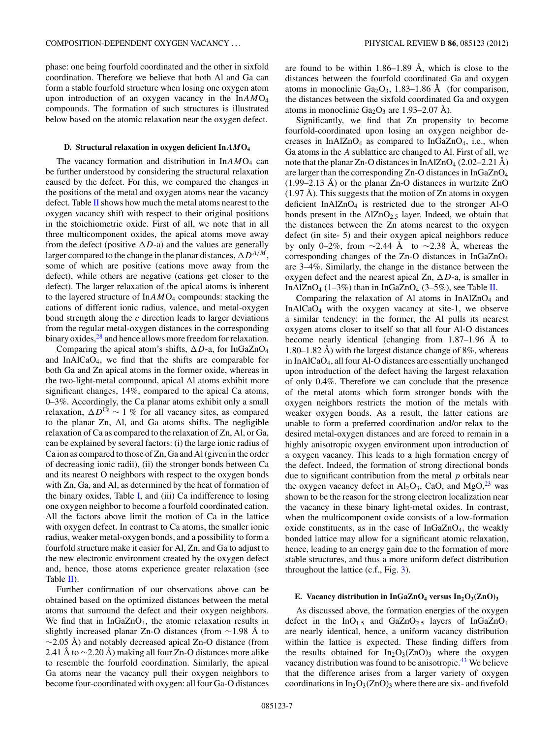phase: one being fourfold coordinated and the other in sixfold coordination. Therefore we believe that both Al and Ga can form a stable fourfold structure when losing one oxygen atom upon introduction of an oxygen vacancy in the In$AM$O$_4$ compounds. The formation of such structures is illustrated below based on the atomic relaxation near the oxygen defect.

### D. Structural relaxation in oxygen deficient In$AM$O$_4$

The vacancy formation and distribution in In$AM$O$_4$ can be further understood by considering the structural relaxation caused by the defect. For this, we compared the changes in the positions of the metal and oxygen atoms near the vacancy defect. Table II shows how much the metal atoms nearest to the oxygen vacancy shift with respect to their original positions in the stoichiometric oxide. First of all, we note that in all three multicomponent oxides, the apical atoms move away from the defect (positive $\Delta D$-a) and the values are generally larger compared to the change in the planar distances, $\Delta D^{A/M}$, some of which are positive (cations move away from the defect), while others are negative (cations get closer to the defect). The larger relaxation of the apical atoms is inherent to the layered structure of In$AM$O$_4$ compounds: stacking the cations of different ionic radius, valence, and metal-oxygen bond strength along the $c$ direction leads to larger deviations from the regular metal-oxygen distances in the corresponding binary oxides,[28] and hence allows more freedom for relaxation.

Comparing the apical atom's shifts, $\Delta D$-a, for InGaZnO$_4$ and InAlCaO$_4$, we find that the shifts are comparable for both Ga and Zn apical atoms in the former oxide, whereas in the two-light-metal compound, apical Al atoms exhibit more significant changes, 14%, compared to the apical Ca atoms, 0–3%. Accordingly, the Ca planar atoms exhibit only a small relaxation, $\Delta D^{\mathrm{Ca}} \sim 1$ % for all vacancy sites, as compared to the planar Zn, Al, and Ga atoms shifts. The negligible relaxation of Ca as compared to the relaxation of Zn, Al, or Ga, can be explained by several factors: (i) the large ionic radius of Ca ion as compared to those of Zn, Ga and Al (given in the order of decreasing ionic radii), (ii) the stronger bonds between Ca and its nearest O neighbors with respect to the oxygen bonds with Zn, Ga, and Al, as determined by the heat of formation of the binary oxides, Table I, and (iii) Ca indifference to losing one oxygen neighbor to become a fourfold coordinated cation. All the factors above limit the motion of Ca in the lattice with oxygen defect. In contrast to Ca atoms, the smaller ionic radius, weaker metal-oxygen bonds, and a possibility to form a fourfold structure make it easier for Al, Zn, and Ga to adjust to the new electronic environment created by the oxygen defect and, hence, those atoms experience greater relaxation (see Table II).

Further confirmation of our observations above can be obtained based on the optimized distances between the metal atoms that surround the defect and their oxygen neighbors. We find that in InGaZnO$_4$, the atomic relaxation results in slightly increased planar Zn-O distances (from ~1.98 Å to ~2.05 Å) and notably decreased apical Zn-O distance (from 2.41 Å to ~2.20 Å) making all four Zn-O distances more alike to resemble the fourfold coordination. Similarly, the apical Ga atoms near the vacancy pull their oxygen neighbors to become four-coordinated with oxygen: all four Ga-O distances are found to be within 1.86–1.89 Å, which is close to the distances between the fourfold coordinated Ga and oxygen atoms in monoclinic Ga$_2$O$_3$, 1.83–1.86 Å (for comparison, the distances between the sixfold coordinated Ga and oxygen atoms in monoclinic Ga$_2$O$_3$ are 1.93–2.07 Å).

Significantly, we find that Zn propensity to become fourfold-coordinated upon losing an oxygen neighbor decreases in InAlZnO$_4$ as compared to InGaZnO$_4$, i.e., when Ga atoms in the $A$ sublattice are changed to Al. First of all, we note that the planar Zn-O distances in InAlZnO$_4$ (2.02–2.21 Å) are larger than the corresponding Zn-O distances in InGaZnO$_4$ (1.99–2.13 Å) or the planar Zn-O distances in wurtzite ZnO (1.97 Å). This suggests that the motion of Zn atoms in oxygen deficient InAlZnO$_4$ is restricted due to the stronger Al-O bonds present in the AlZnO$_{2.5}$ layer. Indeed, we obtain that the distances between the Zn atoms nearest to the oxygen defect (in site- 5) and their oxygen apical neighbors reduce by only 0–2%, from ~2.44 Å to ~2.38 Å, whereas the corresponding changes of the Zn-O distances in InGaZnO$_4$ are 3–4%. Similarly, the change in the distance between the oxygen defect and the nearest apical Zn, $\Delta D$-a, is smaller in InAlZnO$_4$ (1–3%) than in InGaZnO$_4$ (3–5%), see Table II.

Comparing the relaxation of Al atoms in InAlZnO$_4$ and InAlCaO$_4$ with the oxygen vacancy at site-1, we observe a similar tendency: in the former, the Al pulls its nearest oxygen atoms closer to itself so that all four Al-O distances become nearly identical (changing from 1.87–1.96 Å to 1.80–1.82 Å) with the largest distance change of 8%, whereas in InAlCaO$_4$, all four Al-O distances are essentially unchanged upon introduction of the defect having the largest relaxation of only 0.4%. Therefore we can conclude that the presence of the metal atoms which form stronger bonds with the oxygen neighbors restricts the motion of the metals with weaker oxygen bonds. As a result, the latter cations are unable to form a preferred coordination and/or relax to the desired metal-oxygen distances and are forced to remain in a highly anisotropic oxygen environment upon introduction of a oxygen vacancy. This leads to a high formation energy of the defect. Indeed, the formation of strong directional bonds due to significant contribution from the metal $p$ orbitals near the oxygen vacancy defect in Al$_2$O$_3$, CaO, and MgO,[23] was shown to be the reason for the strong electron localization near the vacancy in these binary light-metal oxides. In contrast, when the multicomponent oxide consists of a low-formation oxide constituents, as in the case of InGaZnO$_4$, the weakly bonded lattice may allow for a significant atomic relaxation, hence, leading to an energy gain due to the formation of more stable structures, and thus a more uniform defect distribution throughout the lattice (c.f., Fig. 3).

### E. Vacancy distribution in InGaZnO$_4$ versus In$_2$O$_3$(ZnO)$_3$

As discussed above, the formation energies of the oxygen defect in the InO$_{1.5}$ and GaZnO$_{2.5}$ layers of InGaZnO$_4$ are nearly identical, hence, a uniform vacancy distribution within the lattice is expected. These finding differs from the results obtained for In$_2$O$_3$(ZnO)$_3$ where the oxygen vacancy distribution was found to be anisotropic.[43] We believe that the difference arises from a larger variety of oxygen coordinations in In$_2$O$_3$(ZnO)$_3$ where there are six- and fivefold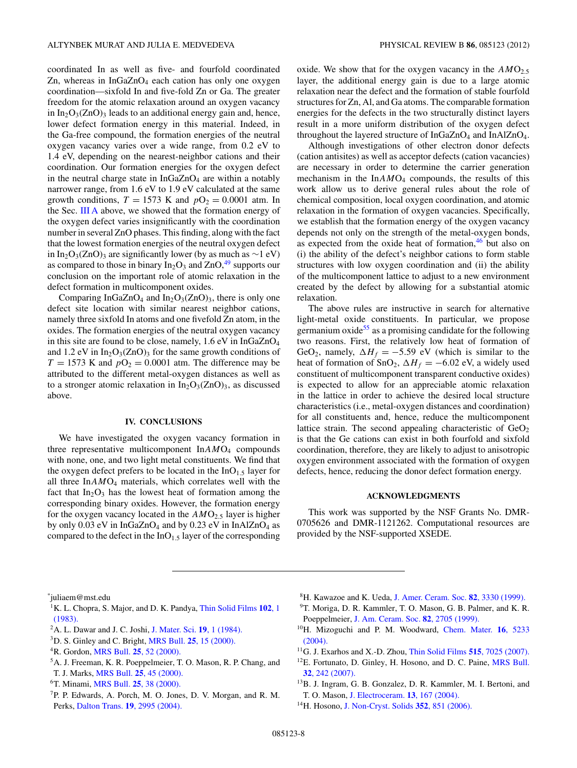coordinated In as well as five- and fourfold coordinated Zn, whereas in $InGaZnO_4$ each cation has only one oxygen coordination—sixfold In and five-fold Zn or Ga. The greater freedom for the atomic relaxation around an oxygen vacancy in $In_2O_3(ZnO)_3$ leads to an additional energy gain and, hence, lower defect formation energy in this material. Indeed, in the Ga-free compound, the formation energies of the neutral oxygen vacancy varies over a wide range, from 0.2 eV to 1.4 eV, depending on the nearest-neighbor cations and their coordination. Our formation energies for the oxygen defect in the neutral charge state in $InGaZnO_4$ are within a notably narrower range, from 1.6 eV to 1.9 eV calculated at the same growth conditions, $T = 1573$ K and $pO_2 = 0.0001$ atm. In the Sec. III A above, we showed that the formation energy of the oxygen defect varies insignificantly with the coordination number in several ZnO phases. This finding, along with the fact that the lowest formation energies of the neutral oxygen defect in $In_2O_3(ZnO)_3$ are significantly lower (by as much as $\sim$1 eV) as compared to those in binary $In_2O_3$ and ZnO,[49] supports our conclusion on the important role of atomic relaxation in the defect formation in multicomponent oxides.

Comparing $InGaZnO_4$ and $In_2O_3(ZnO)_3$, there is only one defect site location with similar nearest neighbor cations, namely three sixfold In atoms and one fivefold Zn atom, in the oxides. The formation energies of the neutral oxygen vacancy in this site are found to be close, namely, 1.6 eV in $InGaZnO_4$ and 1.2 eV in $In_2O_3(ZnO)_3$ for the same growth conditions of $T = 1573$ K and $pO_2 = 0.0001$ atm. The difference may be attributed to the different metal-oxygen distances as well as to a stronger atomic relaxation in $In_2O_3(ZnO)_3$, as discussed above.

## IV. CONCLUSIONS

We have investigated the oxygen vacancy formation in three representative multicomponent $InAMO_4$ compounds with none, one, and two light metal constituents. We find that the oxygen defect prefers to be located in the $InO_{1.5}$ layer for all three $InAMO_4$ materials, which correlates well with the fact that $In_2O_3$ has the lowest heat of formation among the corresponding binary oxides. However, the formation energy for the oxygen vacancy located in the $AMO_{2.5}$ layer is higher by only 0.03 eV in $InGaZnO_4$ and by 0.23 eV in $InAlZnO_4$ as compared to the defect in the $InO_{1.5}$ layer of the corresponding oxide. We show that for the oxygen vacancy in the $AMO_{2.5}$ layer, the additional energy gain is due to a large atomic relaxation near the defect and the formation of stable fourfold structures for Zn, Al, and Ga atoms. The comparable formation energies for the defects in the two structurally distinct layers result in a more uniform distribution of the oxygen defect throughout the layered structure of $InGaZnO_4$ and $InAlZnO_4$.

Although investigations of other electron donor defects (cation antisites) as well as acceptor defects (cation vacancies) are necessary in order to determine the carrier generation mechanism in the $InAMO_4$ compounds, the results of this work allow us to derive general rules about the role of chemical composition, local oxygen coordination, and atomic relaxation in the formation of oxygen vacancies. Specifically, we establish that the formation energy of the oxygen vacancy depends not only on the strength of the metal-oxygen bonds, as expected from the oxide heat of formation,[46] but also on (i) the ability of the defect's neighbor cations to form stable structures with low oxygen coordination and (ii) the ability of the multicomponent lattice to adjust to a new environment created by the defect by allowing for a substantial atomic relaxation.

The above rules are instructive in search for alternative light-metal oxide constituents. In particular, we propose germanium oxide[55] as a promising candidate for the following two reasons. First, the relatively low heat of formation of $GeO_2$, namely, $\Delta H_f = -5.59$ eV (which is similar to the heat of formation of $SnO_2$, $\Delta H_f = -6.02$ eV, a widely used constituent of multicomponent transparent conductive oxides) is expected to allow for an appreciable atomic relaxation in the lattice in order to achieve the desired local structure characteristics (i.e., metal-oxygen distances and coordination) for all constituents and, hence, reduce the multicomponent lattice strain. The second appealing characteristic of $GeO_2$ is that the Ge cations can exist in both fourfold and sixfold coordination, therefore, they are likely to adjust to anisotropic oxygen environment associated with the formation of oxygen defects, hence, reducing the donor defect formation energy.

## ACKNOWLEDGMENTS

This work was supported by the NSF Grants No. DMR-0705626 and DMR-1121262. Computational resources are provided by the NSF-supported XSEDE.

---

*juliaem@mst.edu

[1] K. L. Chopra, S. Major, and D. K. Pandya, Thin Solid Films **102**, 1 (1983).

[2] A. L. Dawar and J. C. Joshi, J. Mater. Sci. **19**, 1 (1984).

[3] D. S. Ginley and C. Bright, MRS Bull. **25**, 15 (2000).

[4] R. Gordon, MRS Bull. **25**, 52 (2000).

[5] A. J. Freeman, K. R. Poeppelmeier, T. O. Mason, R. P. Chang, and T. J. Marks, MRS Bull. **25**, 45 (2000).

[6] T. Minami, MRS Bull. **25**, 38 (2000).

[7] P. P. Edwards, A. Porch, M. O. Jones, D. V. Morgan, and R. M. Perks, Dalton Trans. **19**, 2995 (2004).

[8] H. Kawazoe and K. Ueda, J. Amer. Ceram. Soc. **82**, 3330 (1999).

[9] T. Moriga, D. R. Kammler, T. O. Mason, G. B. Palmer, and K. R. Poeppelmeier, J. Am. Ceram. Soc. **82**, 2705 (1999).

[10] H. Mizoguchi and P. M. Woodward, Chem. Mater. **16**, 5233 (2004).

[11] G. J. Exarhos and X.-D. Zhou, Thin Solid Films **515**, 7025 (2007).

[12] E. Fortunato, D. Ginley, H. Hosono, and D. C. Paine, MRS Bull. **32**, 242 (2007).

[13] B. J. Ingram, G. B. Gonzalez, D. R. Kammler, M. I. Bertoni, and T. O. Mason, J. Electroceram. **13**, 167 (2004).

[14] H. Hosono, J. Non-Cryst. Solids **352**, 851 (2006).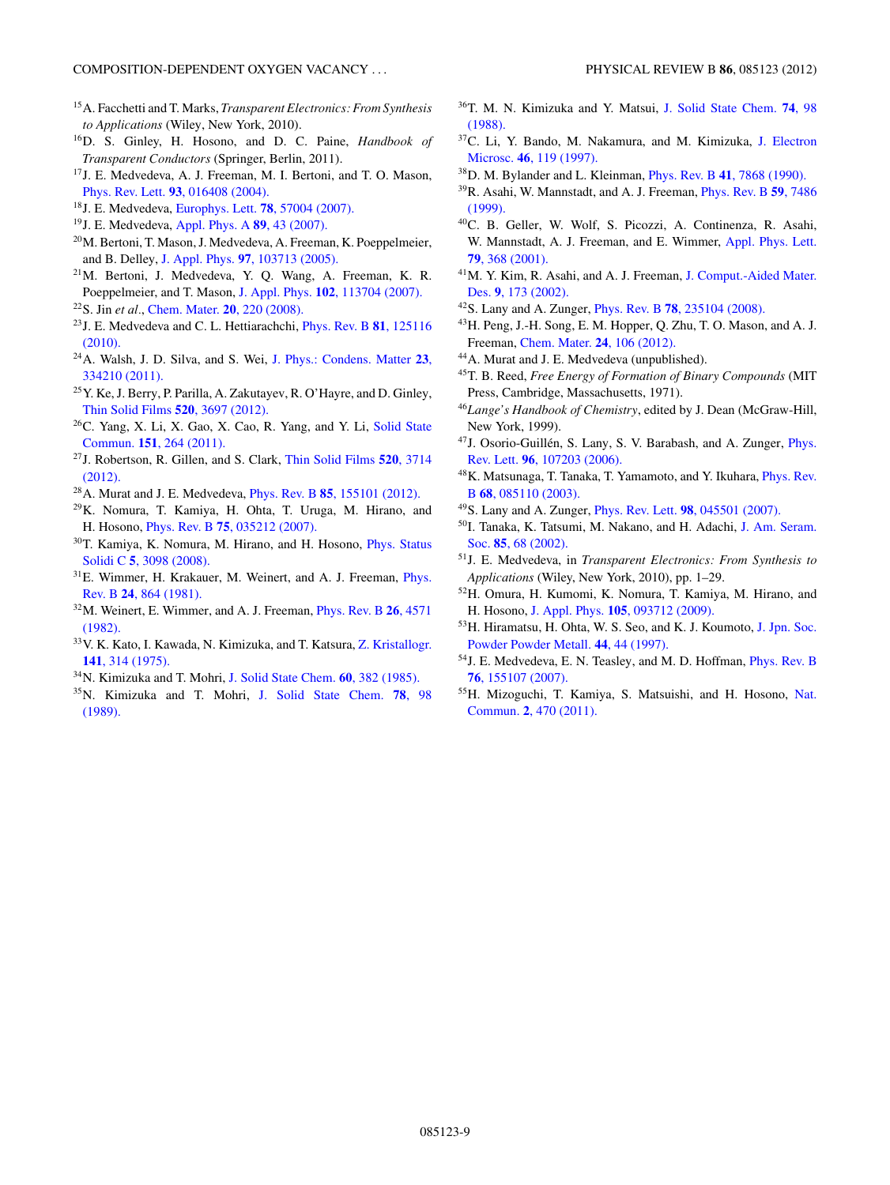[15] A. Facchetti and T. Marks, *Transparent Electronics: From Synthesis to Applications* (Wiley, New York, 2010).

[16] D. S. Ginley, H. Hosono, and D. C. Paine, *Handbook of Transparent Conductors* (Springer, Berlin, 2011).

[17] J. E. Medvedeva, A. J. Freeman, M. I. Bertoni, and T. O. Mason, Phys. Rev. Lett. **93**, 016408 (2004).

[18] J. E. Medvedeva, Europhys. Lett. **78**, 57004 (2007).

[19] J. E. Medvedeva, Appl. Phys. A **89**, 43 (2007).

[20] M. Bertoni, T. Mason, J. Medvedeva, A. Freeman, K. Poeppelmeier, and B. Delley, J. Appl. Phys. **97**, 103713 (2005).

[21] M. Bertoni, J. Medvedeva, Y. Q. Wang, A. Freeman, K. R. Poeppelmeier, and T. Mason, J. Appl. Phys. **102**, 113704 (2007).

[22] S. Jin *et al.*, Chem. Mater. **20**, 220 (2008).

[23] J. E. Medvedeva and C. L. Hettiarachchi, Phys. Rev. B **81**, 125116 (2010).

[24] A. Walsh, J. D. Silva, and S. Wei, J. Phys.: Condens. Matter **23**, 334210 (2011).

[25] Y. Ke, J. Berry, P. Parilla, A. Zakutayev, R. O'Hayre, and D. Ginley, Thin Solid Films **520**, 3697 (2012).

[26] C. Yang, X. Li, X. Gao, X. Cao, R. Yang, and Y. Li, Solid State Commun. **151**, 264 (2011).

[27] J. Robertson, R. Gillen, and S. Clark, Thin Solid Films **520**, 3714 (2012).

[28] A. Murat and J. E. Medvedeva, Phys. Rev. B **85**, 155101 (2012).

[29] K. Nomura, T. Kamiya, H. Ohta, T. Uruga, M. Hirano, and H. Hosono, Phys. Rev. B **75**, 035212 (2007).

[30] T. Kamiya, K. Nomura, M. Hirano, and H. Hosono, Phys. Status Solidi C **5**, 3098 (2008).

[31] E. Wimmer, H. Krakauer, M. Weinert, and A. J. Freeman, Phys. Rev. B **24**, 864 (1981).

[32] M. Weinert, E. Wimmer, and A. J. Freeman, Phys. Rev. B **26**, 4571 (1982).

[33] V. K. Kato, I. Kawada, N. Kimizuka, and T. Katsura, Z. Kristallogr. **141**, 314 (1975).

[34] N. Kimizuka and T. Mohri, J. Solid State Chem. **60**, 382 (1985).

[35] N. Kimizuka and T. Mohri, J. Solid State Chem. **78**, 98 (1989).

[36] T. M. N. Kimizuka and Y. Matsui, J. Solid State Chem. **74**, 98 (1988).

[37] C. Li, Y. Bando, M. Nakamura, and M. Kimizuka, J. Electron Microsc. **46**, 119 (1997).

[38] D. M. Bylander and L. Kleinman, Phys. Rev. B **41**, 7868 (1990).

[39] R. Asahi, W. Mannstadt, and A. J. Freeman, Phys. Rev. B **59**, 7486 (1999).

[40] C. B. Geller, W. Wolf, S. Picozzi, A. Continenza, R. Asahi, W. Mannstadt, A. J. Freeman, and E. Wimmer, Appl. Phys. Lett. **79**, 368 (2001).

[41] M. Y. Kim, R. Asahi, and A. J. Freeman, J. Comput.-Aided Mater. Des. **9**, 173 (2002).

[42] S. Lany and A. Zunger, Phys. Rev. B **78**, 235104 (2008).

[43] H. Peng, J.-H. Song, E. M. Hopper, Q. Zhu, T. O. Mason, and A. J. Freeman, Chem. Mater. **24**, 106 (2012).

[44] A. Murat and J. E. Medvedeva (unpublished).

[45] T. B. Reed, *Free Energy of Formation of Binary Compounds* (MIT Press, Cambridge, Massachusetts, 1971).

[46] *Lange's Handbook of Chemistry*, edited by J. Dean (McGraw-Hill, New York, 1999).

[47] J. Osorio-Guillén, S. Lany, S. V. Barabash, and A. Zunger, Phys. Rev. Lett. **96**, 107203 (2006).

[48] K. Matsunaga, T. Tanaka, T. Yamamoto, and Y. Ikuhara, Phys. Rev. B **68**, 085110 (2003).

[49] S. Lany and A. Zunger, Phys. Rev. Lett. **98**, 045501 (2007).

[50] I. Tanaka, K. Tatsumi, M. Nakano, and H. Adachi, J. Am. Seram. Soc. **85**, 68 (2002).

[51] J. E. Medvedeva, in *Transparent Electronics: From Synthesis to Applications* (Wiley, New York, 2010), pp. 1–29.

[52] H. Omura, H. Kumomi, K. Nomura, T. Kamiya, M. Hirano, and H. Hosono, J. Appl. Phys. **105**, 093712 (2009).

[53] H. Hiramatsu, H. Ohta, W. S. Seo, and K. J. Koumoto, J. Jpn. Soc. Powder Powder Metall. **44**, 44 (1997).

[54] J. E. Medvedeva, E. N. Teasley, and M. D. Hoffman, Phys. Rev. B **76**, 155107 (2007).

[55] H. Mizoguchi, T. Kamiya, S. Matsuishi, and H. Hosono, Nat. Commun. **2**, 470 (2011).